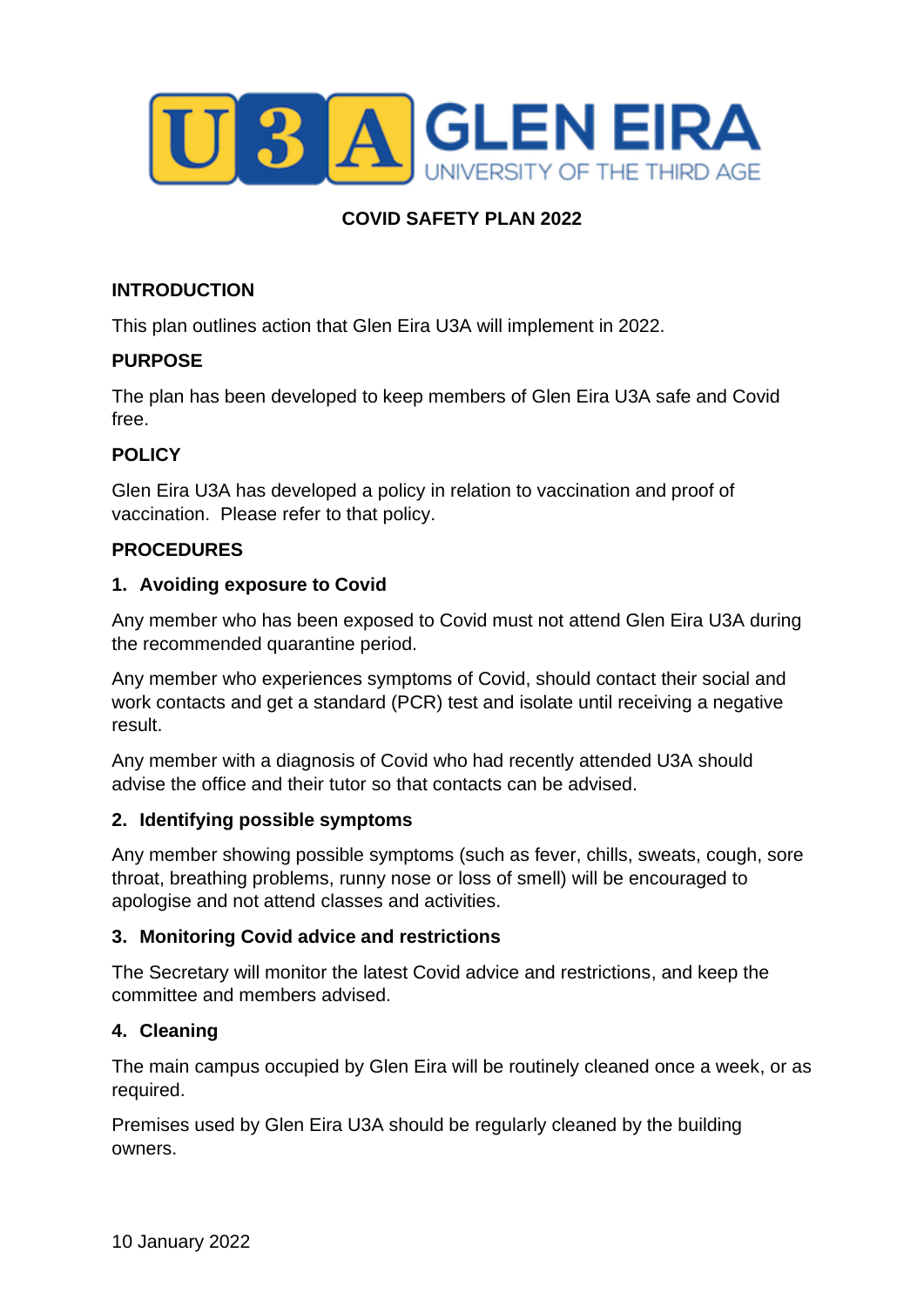U3A GLEN EIRA
UNIVERSITY OF THE THIRD AGE

# COVID SAFETY PLAN 2022

## INTRODUCTION

This plan outlines action that Glen Eira U3A will implement in 2022.

## PURPOSE

The plan has been developed to keep members of Glen Eira U3A safe and Covid free.

## POLICY

Glen Eira U3A has developed a policy in relation to vaccination and proof of vaccination. Please refer to that policy.

## PROCEDURES

### 1. Avoiding exposure to Covid

Any member who has been exposed to Covid must not attend Glen Eira U3A during the recommended quarantine period.

Any member who experiences symptoms of Covid, should contact their social and work contacts and get a standard (PCR) test and isolate until receiving a negative result.

Any member with a diagnosis of Covid who had recently attended U3A should advise the office and their tutor so that contacts can be advised.

### 2. Identifying possible symptoms

Any member showing possible symptoms (such as fever, chills, sweats, cough, sore throat, breathing problems, runny nose or loss of smell) will be encouraged to apologise and not attend classes and activities.

### 3. Monitoring Covid advice and restrictions

The Secretary will monitor the latest Covid advice and restrictions, and keep the committee and members advised.

### 4. Cleaning

The main campus occupied by Glen Eira will be routinely cleaned once a week, or as required.

Premises used by Glen Eira U3A should be regularly cleaned by the building owners.

10 January 2022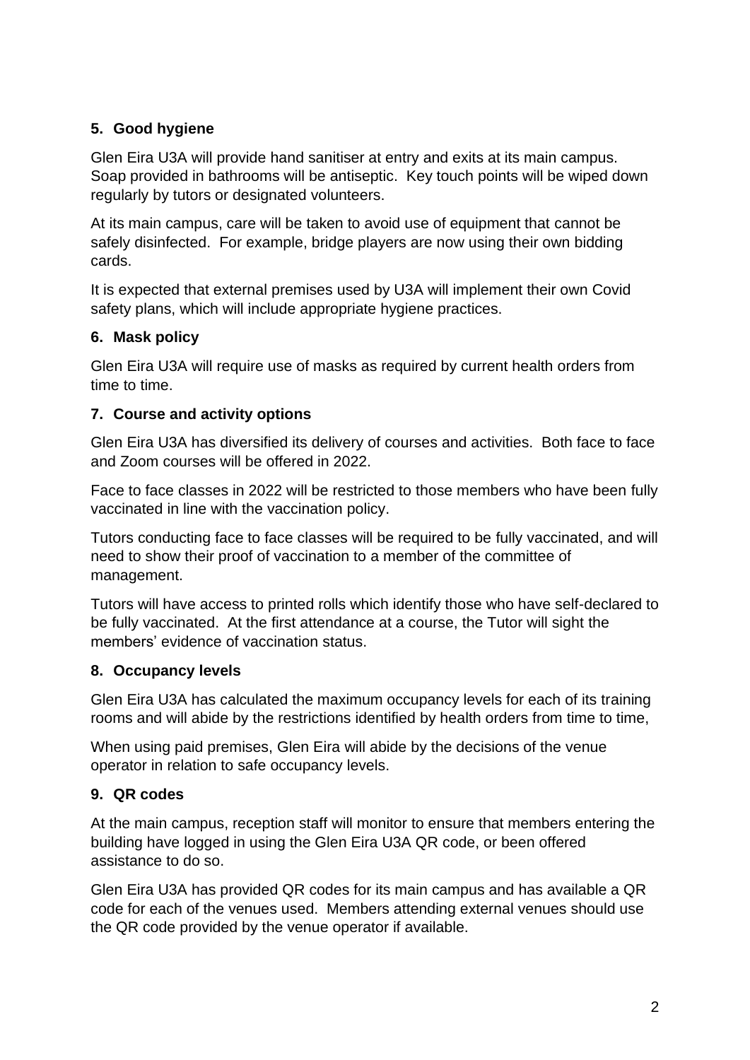## 5. Good hygiene

Glen Eira U3A will provide hand sanitiser at entry and exits at its main campus. Soap provided in bathrooms will be antiseptic. Key touch points will be wiped down regularly by tutors or designated volunteers.

At its main campus, care will be taken to avoid use of equipment that cannot be safely disinfected. For example, bridge players are now using their own bidding cards.

It is expected that external premises used by U3A will implement their own Covid safety plans, which will include appropriate hygiene practices.

## 6. Mask policy

Glen Eira U3A will require use of masks as required by current health orders from time to time.

## 7. Course and activity options

Glen Eira U3A has diversified its delivery of courses and activities. Both face to face and Zoom courses will be offered in 2022.

Face to face classes in 2022 will be restricted to those members who have been fully vaccinated in line with the vaccination policy.

Tutors conducting face to face classes will be required to be fully vaccinated, and will need to show their proof of vaccination to a member of the committee of management.

Tutors will have access to printed rolls which identify those who have self-declared to be fully vaccinated. At the first attendance at a course, the Tutor will sight the members' evidence of vaccination status.

## 8. Occupancy levels

Glen Eira U3A has calculated the maximum occupancy levels for each of its training rooms and will abide by the restrictions identified by health orders from time to time,

When using paid premises, Glen Eira will abide by the decisions of the venue operator in relation to safe occupancy levels.

## 9. QR codes

At the main campus, reception staff will monitor to ensure that members entering the building have logged in using the Glen Eira U3A QR code, or been offered assistance to do so.

Glen Eira U3A has provided QR codes for its main campus and has available a QR code for each of the venues used. Members attending external venues should use the QR code provided by the venue operator if available.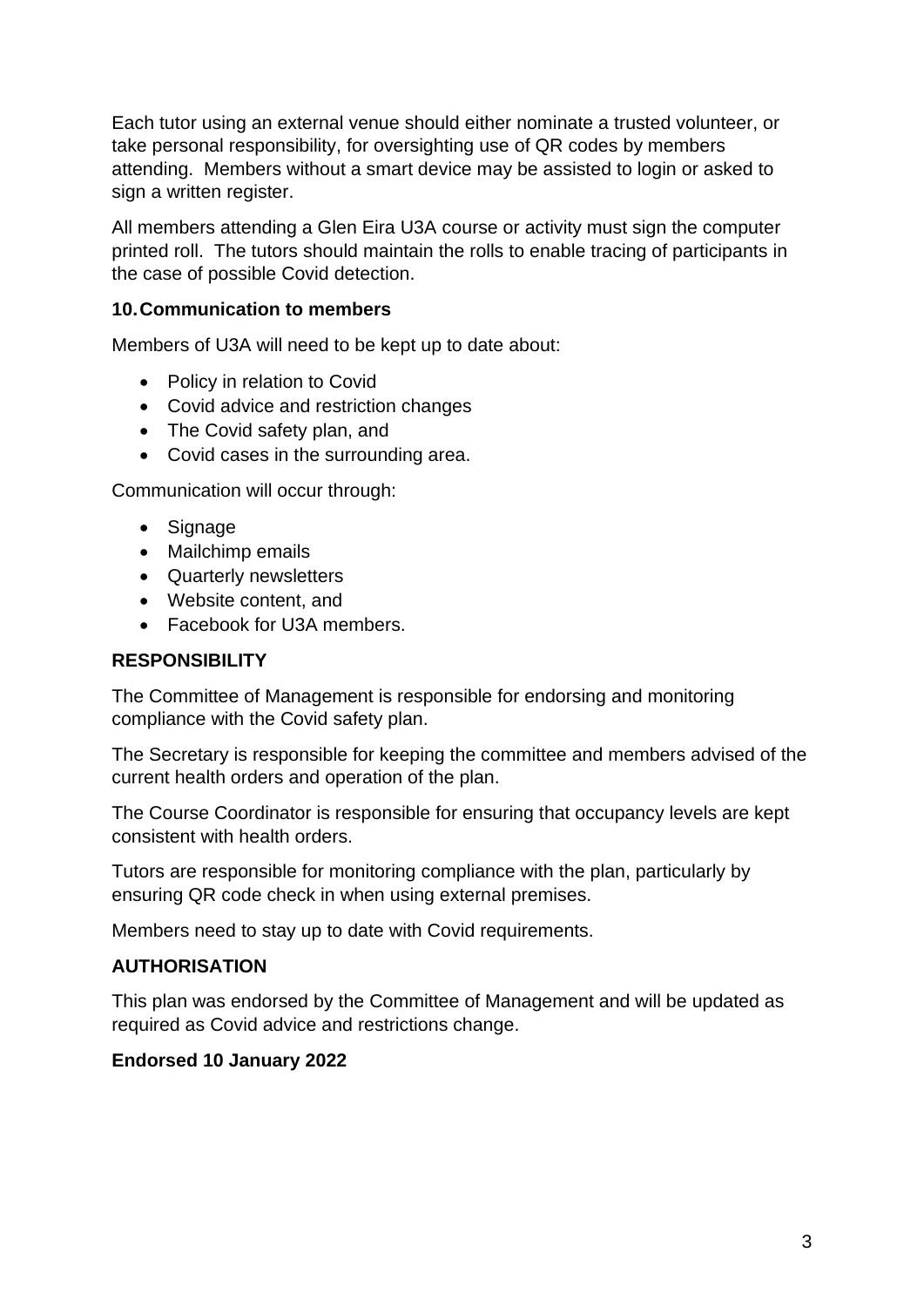Each tutor using an external venue should either nominate a trusted volunteer, or take personal responsibility, for oversighting use of QR codes by members attending. Members without a smart device may be assisted to login or asked to sign a written register.

All members attending a Glen Eira U3A course or activity must sign the computer printed roll. The tutors should maintain the rolls to enable tracing of participants in the case of possible Covid detection.

### 10. Communication to members

Members of U3A will need to be kept up to date about:

- Policy in relation to Covid
- Covid advice and restriction changes
- The Covid safety plan, and
- Covid cases in the surrounding area.

Communication will occur through:

- Signage
- Mailchimp emails
- Quarterly newsletters
- Website content, and
- Facebook for U3A members.

### RESPONSIBILITY

The Committee of Management is responsible for endorsing and monitoring compliance with the Covid safety plan.

The Secretary is responsible for keeping the committee and members advised of the current health orders and operation of the plan.

The Course Coordinator is responsible for ensuring that occupancy levels are kept consistent with health orders.

Tutors are responsible for monitoring compliance with the plan, particularly by ensuring QR code check in when using external premises.

Members need to stay up to date with Covid requirements.

### AUTHORISATION

This plan was endorsed by the Committee of Management and will be updated as required as Covid advice and restrictions change.

**Endorsed 10 January 2022**